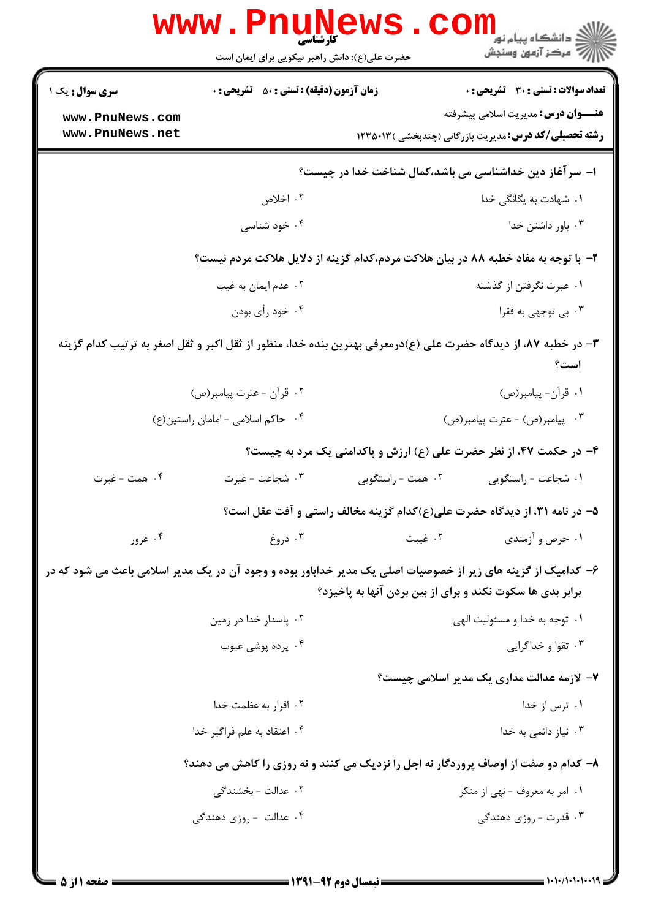کارشناسی

حضرت علی(ع): دانش راهبر نیکویی برای ایمان است

دانشگاه پیام نور
مرکز آزمون وسنجش

**سری سوال:** یک ۱

**زمان آزمون (دقیقه) : تستی : ۵۰ تشریحی : ۰**

**تعداد سوالات : تستی : ۳۰ تشریحی : ۰**

**عنـــوان درس:** مدیریت اسلامی پیشرفته

**رشته تحصیلی/کد درس:** مدیریت بازرگانی (چندبخشی )۱۲۳۵۰۱۳

**۱- سرآغاز دین خداشناسی می باشد،کمال شناخت خدا در چیست؟**

۱. شهادت به یگانگی خدا
۲. اخلاص
۳. باور داشتن خدا
۴. خود شناسی

**۲- با توجه به مفاد خطبه ۸۸ در بیان هلاکت مردم،کدام گزینه از دلایل هلاکت مردم نیست؟**

۱. عبرت نگرفتن از گذشته
۲. عدم ایمان به غیب
۳. بی توجهی به فقرا
۴. خود رأی بودن

**۳- در خطبه ۸۷، از دیدگاه حضرت علی (ع)درمعرفی بهترین بنده خدا، منظور از ثقل اکبر و ثقل اصغر به ترتیب کدام گزینه است؟**

۱. قرآن- پیامبر(ص)
۲. قرآن - عترت پیامبر(ص)
۳. پیامبر(ص) - عترت پیامبر(ص)
۴. حاکم اسلامی - امامان راستین(ع)

**۴- در حکمت ۴۷، از نظر حضرت علی (ع) ارزش و پاکدامنی یک مرد به چیست؟**

۱. شجاعت - راستگویی
۲. همت - راستگویی
۳. شجاعت - غیرت
۴. همت - غیرت

**۵- در نامه ۳۱، از دیدگاه حضرت علی(ع)کدام گزینه مخالف راستی و آفت عقل است؟**

۱. حرص و آزمندی
۲. غیبت
۳. دروغ
۴. غرور

**۶- کدامیک از گزینه های زیر از خصوصیات اصلی یک مدیر خداباور بوده و وجود آن در یک مدیر اسلامی باعث می شود که در برابر بدی ها سکوت نکند و برای از بین بردن آنها به پاخیزد؟**

۱. توجه به خدا و مسئولیت الهی
۲. پاسدار خدا در زمین
۳. تقوا و خداگرایی
۴. پرده پوشی عیوب

**۷- لازمه عدالت مداری یک مدیر اسلامی چیست؟**

۱. ترس از خدا
۲. اقرار به عظمت خدا
۳. نیاز دائمی به خدا
۴. اعتقاد به علم فراگیر خدا

**۸- کدام دو صفت از اوصاف پروردگار نه اجل را نزدیک می کنند و نه روزی را کاهش می دهند؟**

۱. امر به معروف - نهی از منکر
۲. عدالت - بخشندگی
۳. قدرت - روزی دهندگی
۴. عدالت - روزی دهندگی

نیمسال دوم ۹۲-۱۳۹۱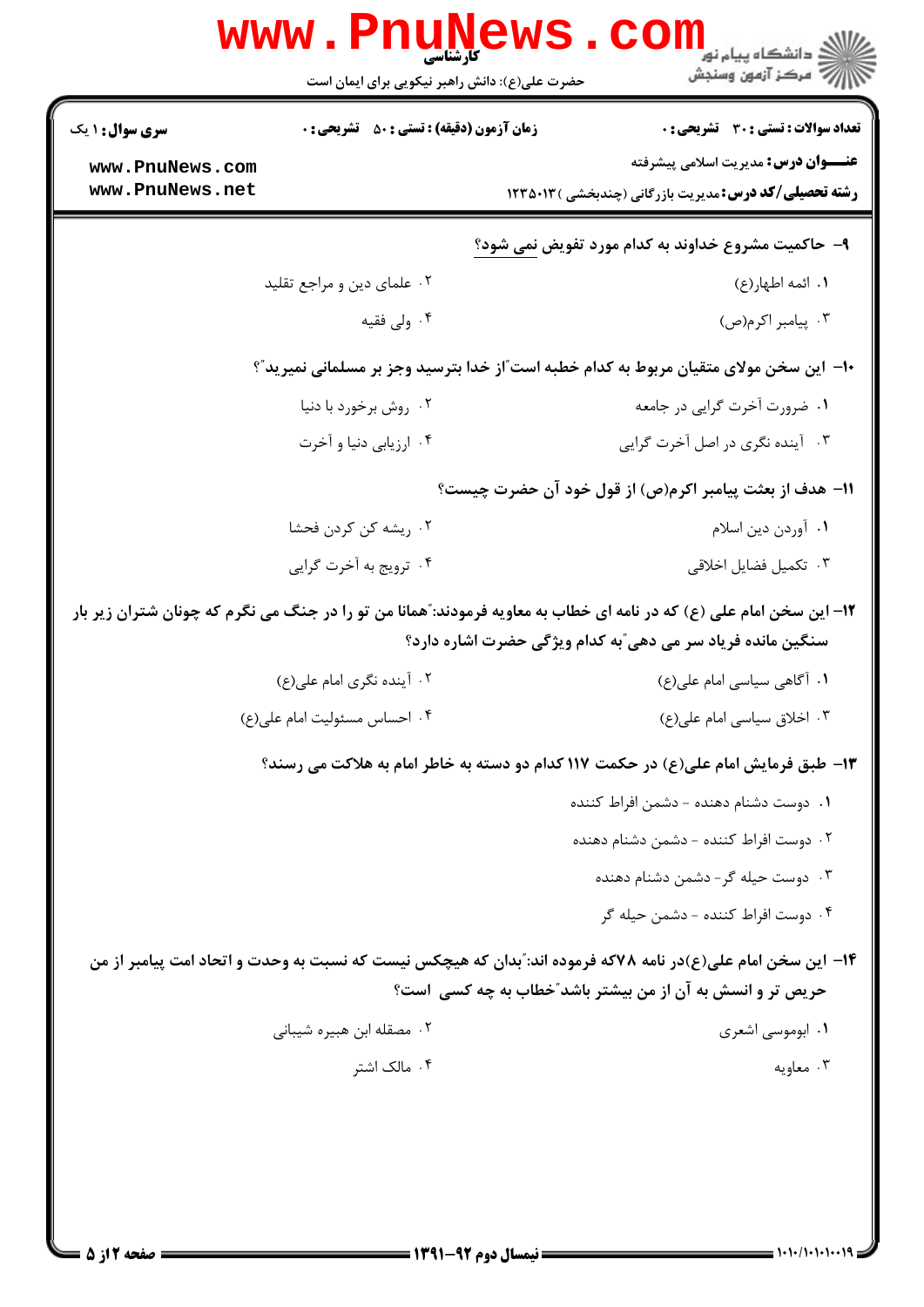**تعداد سوالات : تستی : ۳۰ تشریحی : ۰**
**زمان آزمون (دقیقه) : تستی : ۵۰ تشریحی : ۰**
**سری سوال : ۱ یک**

**عنـــوان درس:** مدیریت اسلامی پیشرفته

**رشته تحصیلی/کد درس:** مدیریت بازرگانی (چندبخشی )۱۲۳۵۰۱۳

۹- حاکمیت مشروع خداوند به کدام مورد تفویض نمی شود؟

۱. ائمه اطهار(ع)
۲. علمای دین و مراجع تقلید
۳. پیامبر اکرم(ص)
۴. ولی فقیه

۱۰- این سخن مولای متقیان مربوط به کدام خطبه است"از خدا بترسید وجز بر مسلمانی نمیرید"؟

۱. ضرورت آخرت گرایی در جامعه
۲. روش برخورد با دنیا
۳. آینده نگری در اصل آخرت گرایی
۴. ارزیابی دنیا و آخرت

۱۱- هدف از بعثت پیامبر اکرم(ص) از قول خود آن حضرت چیست؟

۱. آوردن دین اسلام
۲. ریشه کن کردن فحشا
۳. تکمیل فضایل اخلاقی
۴. ترویج به آخرت گرایی

۱۲- این سخن امام علی (ع) که در نامه ای خطاب به معاویه فرمودند:"همانا من تو را در جنگ می نگرم که چونان شتران زیر بار سنگین مانده فریاد سر می دهی"به کدام ویژگی حضرت اشاره دارد؟

۱. آگاهی سیاسی امام علی(ع)
۲. آینده نگری امام علی(ع)
۳. اخلاق سیاسی امام علی(ع)
۴. احساس مسئولیت امام علی(ع)

۱۳- طبق فرمایش امام علی(ع) در حکمت ۱۱۷ کدام دو دسته به خاطر امام به هلاکت می رسند؟

۱. دوست دشنام دهنده - دشمن افراط کننده
۲. دوست افراط کننده - دشمن دشنام دهنده
۳. دوست حیله گر- دشمن دشنام دهنده
۴. دوست افراط کننده - دشمن حیله گر

۱۴- این سخن امام علی(ع)در نامه ۷۸که فرموده اند:"بدان که هیچکس نیست که نسبت به وحدت و اتحاد امت پیامبر از من حریص تر و انسش به آن از من بیشتر باشد"خطاب به چه کسی است؟

۱. ابوموسی اشعری
۲. مصقله ابن هبیره شیبانی
۳. معاویه
۴. مالک اشتر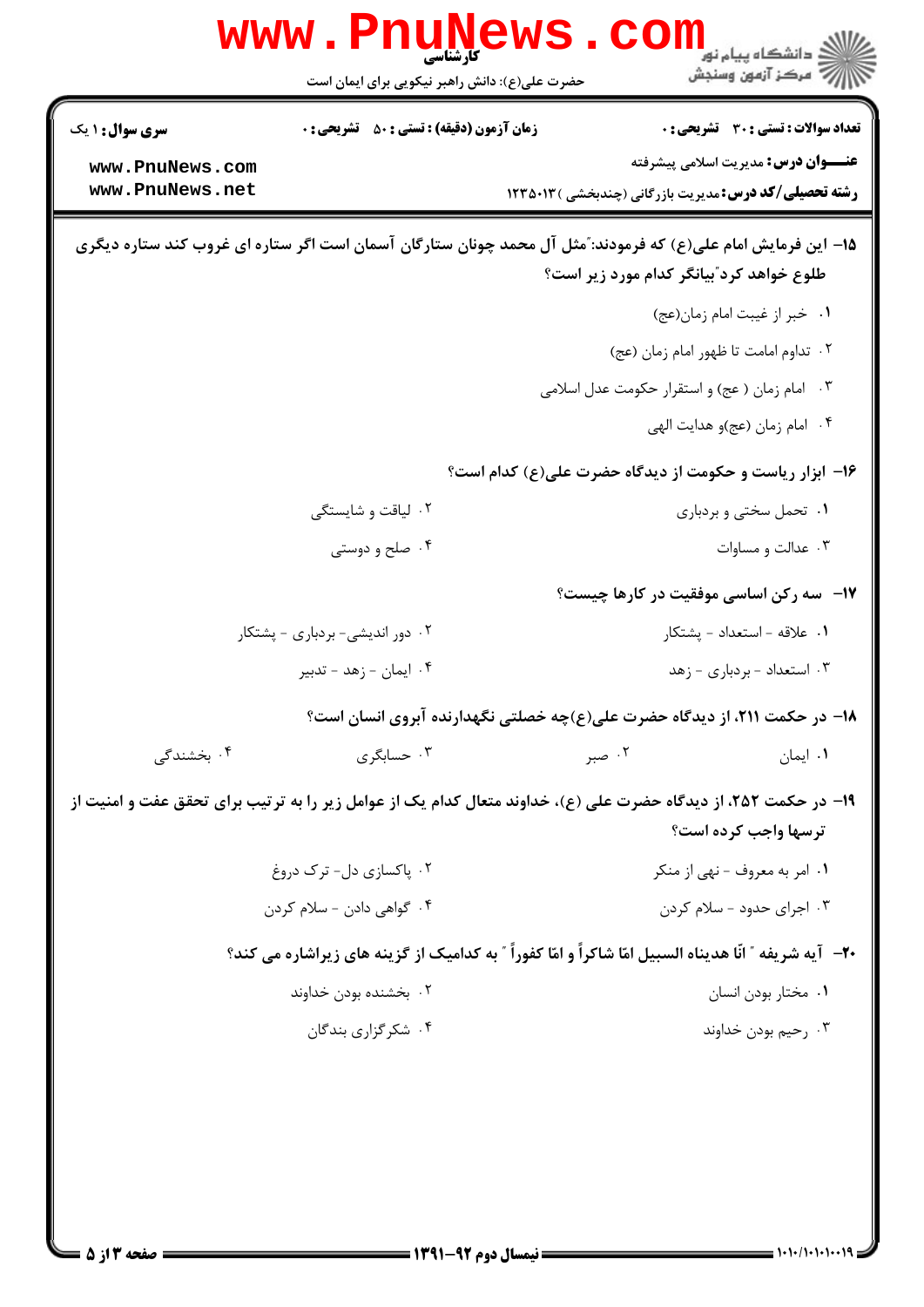۱۵- این فرمایش امام علی(ع) که فرمودند:"مثل آل محمد چونان ستارگان آسمان است اگر ستاره ای غروب کند ستاره دیگری طلوع خواهد کرد"بیانگر کدام مورد زیر است؟

۱. خبر از غیبت امام زمان(عج)

۲. تداوم امامت تا ظهور امام زمان (عج)

۳. امام زمان ( عج) و استقرار حکومت عدل اسلامی

۴. امام زمان (عج)و هدایت الهی

۱۶- ابزار ریاست و حکومت از دیدگاه حضرت علی(ع) کدام است؟

۱. تحمل سختی و بردباری

۲. لیاقت و شایستگی

۳. عدالت و مساوات

۴. صلح و دوستی

۱۷- سه رکن اساسی موفقیت در کارها چیست؟

۱. علاقه - استعداد - پشتکار

۲. دور اندیشی- بردباری - پشتکار

۳. استعداد - بردباری - زهد

۴. ایمان - زهد - تدبیر

۱۸- در حکمت ۲۱۱، از دیدگاه حضرت علی(ع)چه خصلتی نگهدارنده آبروی انسان است؟

۱. ایمان

۲. صبر

۳. حسابگری

۴. بخشندگی

۱۹- در حکمت ۲۵۲، از دیدگاه حضرت علی (ع)، خداوند متعال کدام یک از عوامل زیر را به ترتیب برای تحقق عفت و امنیت از ترسها واجب کرده است؟

۱. امر به معروف - نهی از منکر

۲. پاکسازی دل- ترک دروغ

۳. اجرای حدود - سلام کردن

۴. گواهی دادن - سلام کردن

۲۰- آیه شریفه " انّا هدیناه السبیل امّا شاکراً و امّا کفوراً " به کدامیک از گزینه های زیراشاره می کند؟

۱. مختار بودن انسان

۲. بخشنده بودن خداوند

۳. رحیم بودن خداوند

۴. شکرگزاری بندگان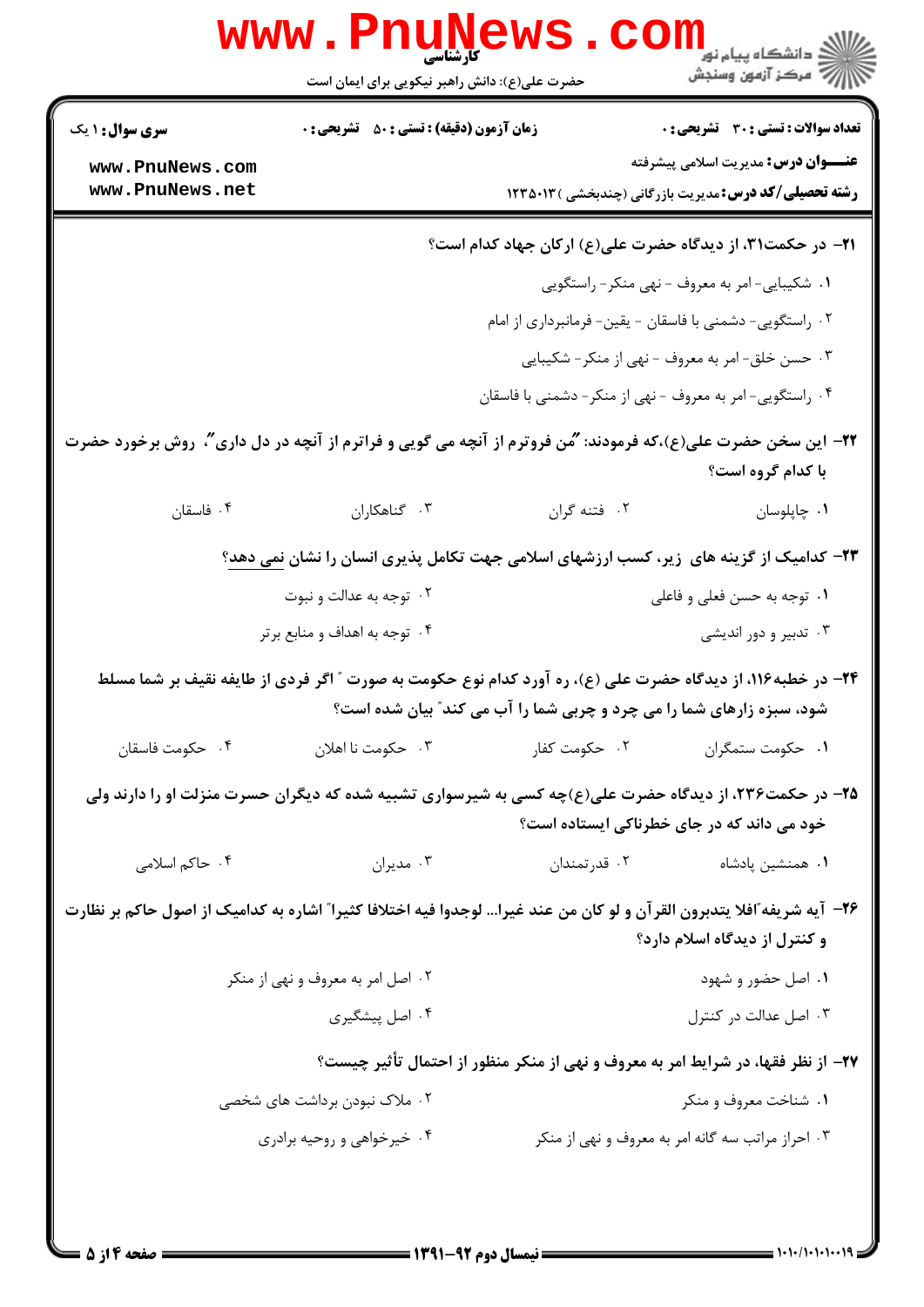۲۱– در حکمت۳۱، از دیدگاه حضرت علی(ع) ارکان جهاد کدام است؟

۱. شکیبایی- امر به معروف - نهی منکر- راستگویی

۲. راستگویی- دشمنی با فاسقان - یقین- فرمانبرداری از امام

۳. حسن خلق- امر به معروف - نهی از منکر- شکیبایی

۴. راستگویی- امر به معروف - نهی از منکر- دشمنی با فاسقان

۲۲– این سخن حضرت علی(ع)،که فرمودند: "من فروترم از آنچه می گویی و فراترم از آنچه در دل داری"، روش برخورد حضرت با کدام گروه است؟

۱. چاپلوسان

۲. فتنه گران

۳. گناهکاران

۴. فاسقان

۲۳– کدامیک از گزینه های زیر، کسب ارزشهای اسلامی جهت تکامل پذیری انسان را نشان نمی دهد؟

۱. توجه به حسن فعلی و فاعلی

۲. توجه به عدالت و نبوت

۳. تدبیر و دور اندیشی

۴. توجه به اهداف و منابع برتر

۲۴– در خطبه۱۱۶، از دیدگاه حضرت علی (ع)، ره آورد کدام نوع حکومت به صورت " اگر فردی از طایفه نقیف بر شما مسلط شود، سبزه زارهای شما را می چرد و چربی شما را آب می کند" بیان شده است؟

۱. حکومت ستمگران

۲. حکومت کفار

۳. حکومت نا اهلان

۴. حکومت فاسقان

۲۵– در حکمت۲۳۶، از دیدگاه حضرت علی(ع)چه کسی به شیرسواری تشبیه شده که دیگران حسرت منزلت او را دارند ولی خود می داند که در جای خطرناکی ایستاده است؟

۱. همنشین پادشاه

۲. قدرتمندان

۳. مدیران

۴. حاکم اسلامی

۲۶– آیه شریفه"افلا یتدبرون القرآن و لو کان من عند غیرا... لوجدوا فیه اختلافا کثیرا" اشاره به کدامیک از اصول حاکم بر نظارت و کنترل از دیدگاه اسلام دارد؟

۱. اصل حضور و شهود

۲. اصل امر به معروف و نهی از منکر

۳. اصل عدالت در کنترل

۴. اصل پیشگیری

۲۷– از نظر فقها، در شرایط امر به معروف و نهی از منکر منظور از احتمال تأثیر چیست؟

۱. شناخت معروف و منکر

۲. ملاک نبودن برداشت های شخصی

۳. احراز مراتب سه گانه امر به معروف و نهی از منکر

۴. خیرخواهی و روحیه برادری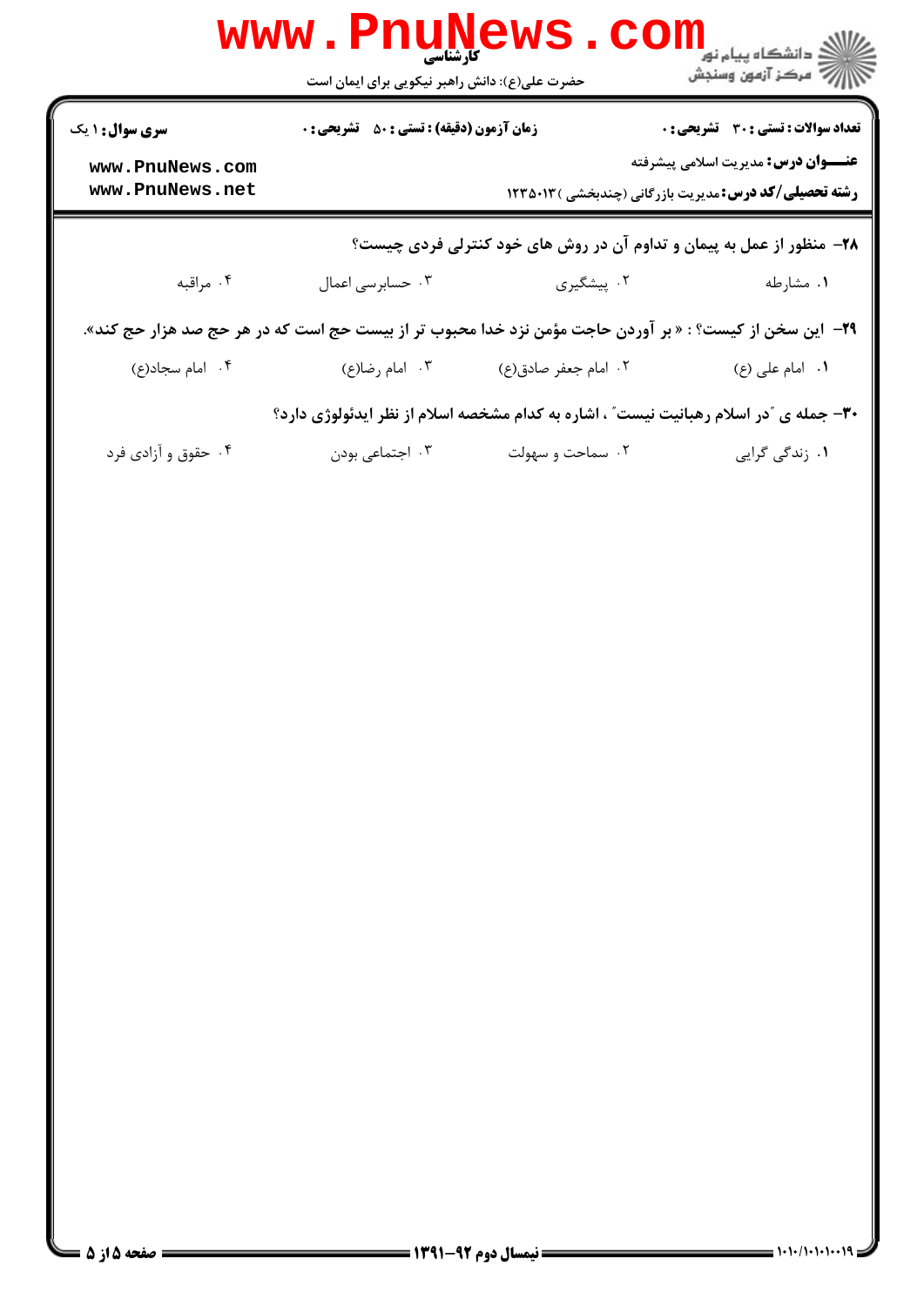۲۸- منظور از عمل به پیمان و تداوم آن در روش های خود کنترلی فردی چیست؟

۱. مشارطه

۲. پیشگیری

۳. حسابرسی اعمال

۴. مراقبه

۲۹- این سخن از کیست؟ : « بر آوردن حاجت مؤمن نزد خدا محبوب تر از بیست حج است که در هر حج صد هزار حج کند».

۱. امام علی (ع)

۲. امام جعفر صادق(ع)

۳. امام رضا(ع)

۴. امام سجاد(ع)

۳۰- جمله ی "در اسلام رهبانیت نیست" ، اشاره به کدام مشخصه اسلام از نظر ایدئولوژی دارد؟

۱. زندگی گرایی

۲. سماحت و سهولت

۳. اجتماعی بودن

۴. حقوق و آزادی فرد